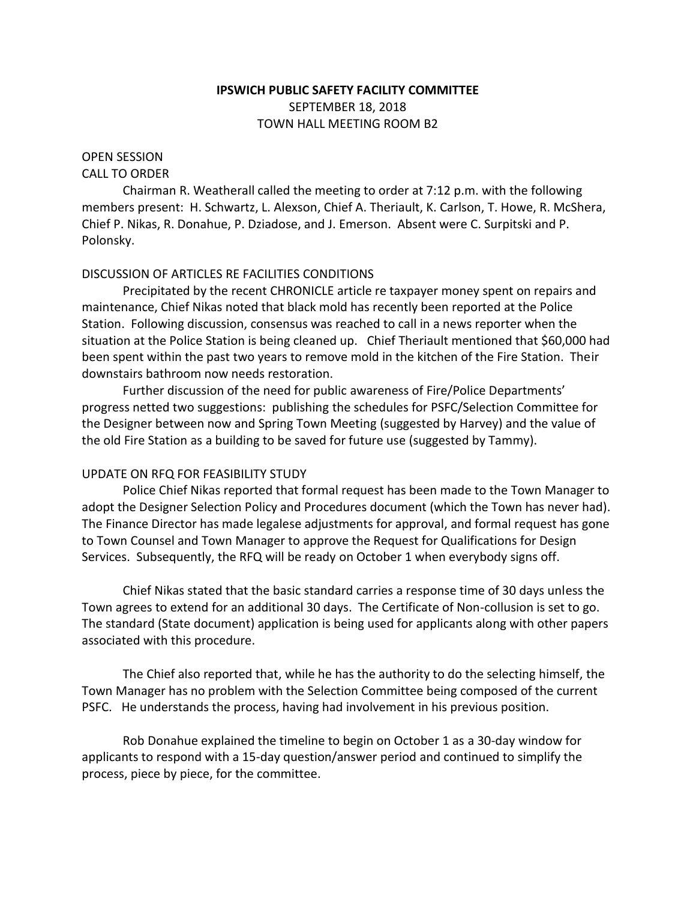**IPSWICH PUBLIC SAFETY FACILITY COMMITTEE**

SEPTEMBER 18, 2018

TOWN HALL MEETING ROOM B2

OPEN SESSION

CALL TO ORDER

Chairman R. Weatherall called the meeting to order at 7:12 p.m. with the following members present: H. Schwartz, L. Alexson, Chief A. Theriault, K. Carlson, T. Howe, R. McShera, Chief P. Nikas, R. Donahue, P. Dziadose, and J. Emerson. Absent were C. Surpitski and P. Polonsky.

DISCUSSION OF ARTICLES RE FACILITIES CONDITIONS

Precipitated by the recent CHRONICLE article re taxpayer money spent on repairs and maintenance, Chief Nikas noted that black mold has recently been reported at the Police Station. Following discussion, consensus was reached to call in a news reporter when the situation at the Police Station is being cleaned up. Chief Theriault mentioned that $60,000 had been spent within the past two years to remove mold in the kitchen of the Fire Station. Their downstairs bathroom now needs restoration.

Further discussion of the need for public awareness of Fire/Police Departments' progress netted two suggestions: publishing the schedules for PSFC/Selection Committee for the Designer between now and Spring Town Meeting (suggested by Harvey) and the value of the old Fire Station as a building to be saved for future use (suggested by Tammy).

UPDATE ON RFQ FOR FEASIBILITY STUDY

Police Chief Nikas reported that formal request has been made to the Town Manager to adopt the Designer Selection Policy and Procedures document (which the Town has never had). The Finance Director has made legalese adjustments for approval, and formal request has gone to Town Counsel and Town Manager to approve the Request for Qualifications for Design Services. Subsequently, the RFQ will be ready on October 1 when everybody signs off.

Chief Nikas stated that the basic standard carries a response time of 30 days unless the Town agrees to extend for an additional 30 days. The Certificate of Non-collusion is set to go. The standard (State document) application is being used for applicants along with other papers associated with this procedure.

The Chief also reported that, while he has the authority to do the selecting himself, the Town Manager has no problem with the Selection Committee being composed of the current PSFC. He understands the process, having had involvement in his previous position.

Rob Donahue explained the timeline to begin on October 1 as a 30-day window for applicants to respond with a 15-day question/answer period and continued to simplify the process, piece by piece, for the committee.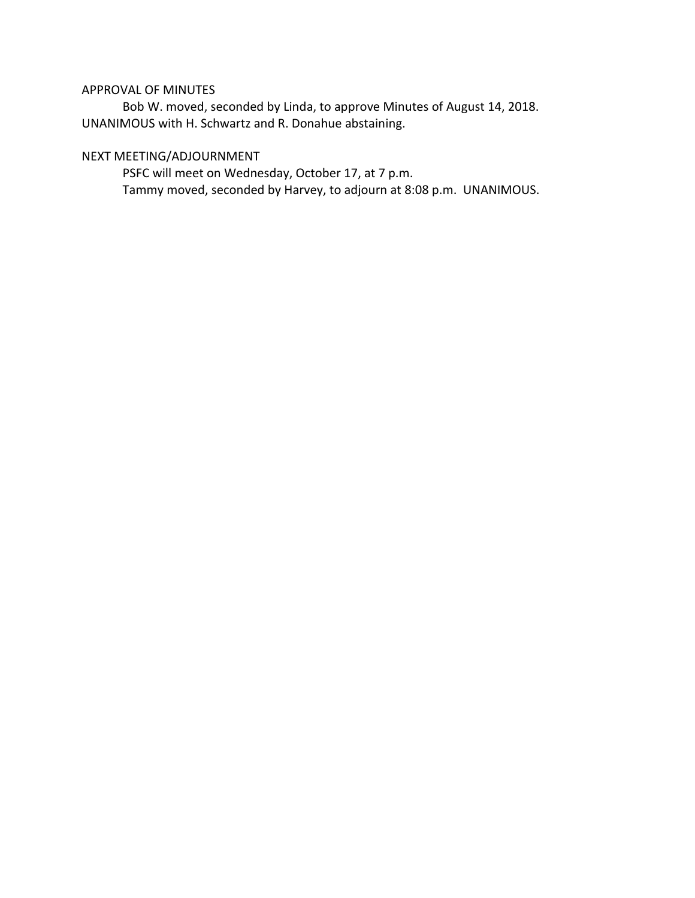APPROVAL OF MINUTES

Bob W. moved, seconded by Linda, to approve Minutes of August 14, 2018. UNANIMOUS with H. Schwartz and R. Donahue abstaining.

NEXT MEETING/ADJOURNMENT

PSFC will meet on Wednesday, October 17, at 7 p.m.

Tammy moved, seconded by Harvey, to adjourn at 8:08 p.m. UNANIMOUS.